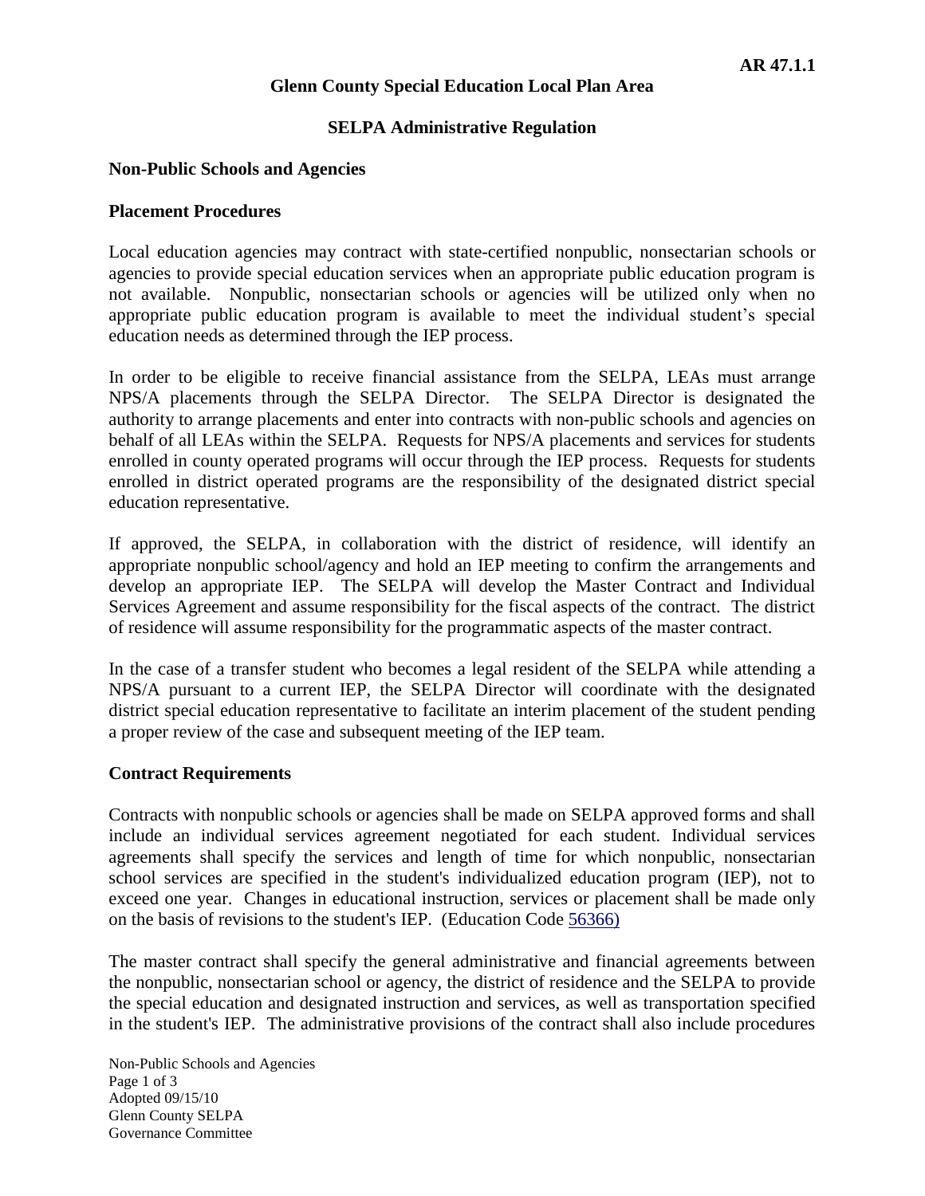AR 47.1.1

**Glenn County Special Education Local Plan Area**

**SELPA Administrative Regulation**

**Non-Public Schools and Agencies**

**Placement Procedures**

Local education agencies may contract with state-certified nonpublic, nonsectarian schools or agencies to provide special education services when an appropriate public education program is not available. Nonpublic, nonsectarian schools or agencies will be utilized only when no appropriate public education program is available to meet the individual student's special education needs as determined through the IEP process.

In order to be eligible to receive financial assistance from the SELPA, LEAs must arrange NPS/A placements through the SELPA Director. The SELPA Director is designated the authority to arrange placements and enter into contracts with non-public schools and agencies on behalf of all LEAs within the SELPA. Requests for NPS/A placements and services for students enrolled in county operated programs will occur through the IEP process. Requests for students enrolled in district operated programs are the responsibility of the designated district special education representative.

If approved, the SELPA, in collaboration with the district of residence, will identify an appropriate nonpublic school/agency and hold an IEP meeting to confirm the arrangements and develop an appropriate IEP. The SELPA will develop the Master Contract and Individual Services Agreement and assume responsibility for the fiscal aspects of the contract. The district of residence will assume responsibility for the programmatic aspects of the master contract.

In the case of a transfer student who becomes a legal resident of the SELPA while attending a NPS/A pursuant to a current IEP, the SELPA Director will coordinate with the designated district special education representative to facilitate an interim placement of the student pending a proper review of the case and subsequent meeting of the IEP team.

**Contract Requirements**

Contracts with nonpublic schools or agencies shall be made on SELPA approved forms and shall include an individual services agreement negotiated for each student. Individual services agreements shall specify the services and length of time for which nonpublic, nonsectarian school services are specified in the student's individualized education program (IEP), not to exceed one year. Changes in educational instruction, services or placement shall be made only on the basis of revisions to the student's IEP. (Education Code 56366)

The master contract shall specify the general administrative and financial agreements between the nonpublic, nonsectarian school or agency, the district of residence and the SELPA to provide the special education and designated instruction and services, as well as transportation specified in the student's IEP. The administrative provisions of the contract shall also include procedures

Non-Public Schools and Agencies
Adopted 09/15/10
Glenn County SELPA
Governance Committee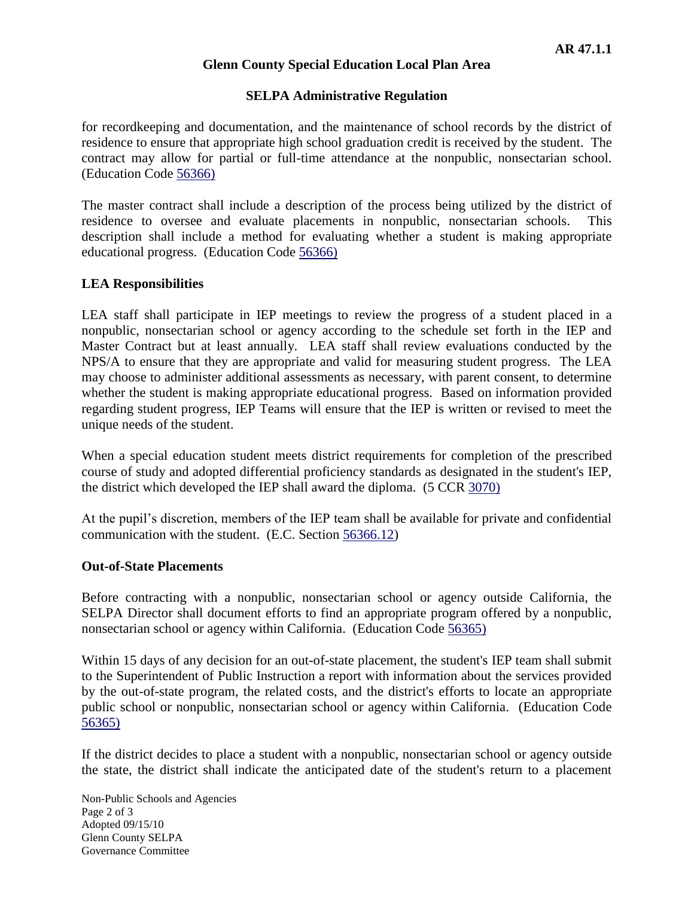for recordkeeping and documentation, and the maintenance of school records by the district of residence to ensure that appropriate high school graduation credit is received by the student. The contract may allow for partial or full-time attendance at the nonpublic, nonsectarian school. (Education Code 56366)

The master contract shall include a description of the process being utilized by the district of residence to oversee and evaluate placements in nonpublic, nonsectarian schools. This description shall include a method for evaluating whether a student is making appropriate educational progress. (Education Code 56366)

**LEA Responsibilities**

LEA staff shall participate in IEP meetings to review the progress of a student placed in a nonpublic, nonsectarian school or agency according to the schedule set forth in the IEP and Master Contract but at least annually. LEA staff shall review evaluations conducted by the NPS/A to ensure that they are appropriate and valid for measuring student progress. The LEA may choose to administer additional assessments as necessary, with parent consent, to determine whether the student is making appropriate educational progress. Based on information provided regarding student progress, IEP Teams will ensure that the IEP is written or revised to meet the unique needs of the student.

When a special education student meets district requirements for completion of the prescribed course of study and adopted differential proficiency standards as designated in the student's IEP, the district which developed the IEP shall award the diploma. (5 CCR 3070)

At the pupil's discretion, members of the IEP team shall be available for private and confidential communication with the student. (E.C. Section 56366.12)

**Out-of-State Placements**

Before contracting with a nonpublic, nonsectarian school or agency outside California, the SELPA Director shall document efforts to find an appropriate program offered by a nonpublic, nonsectarian school or agency within California. (Education Code 56365)

Within 15 days of any decision for an out-of-state placement, the student's IEP team shall submit to the Superintendent of Public Instruction a report with information about the services provided by the out-of-state program, the related costs, and the district's efforts to locate an appropriate public school or nonpublic, nonsectarian school or agency within California. (Education Code 56365)

If the district decides to place a student with a nonpublic, nonsectarian school or agency outside the state, the district shall indicate the anticipated date of the student's return to a placement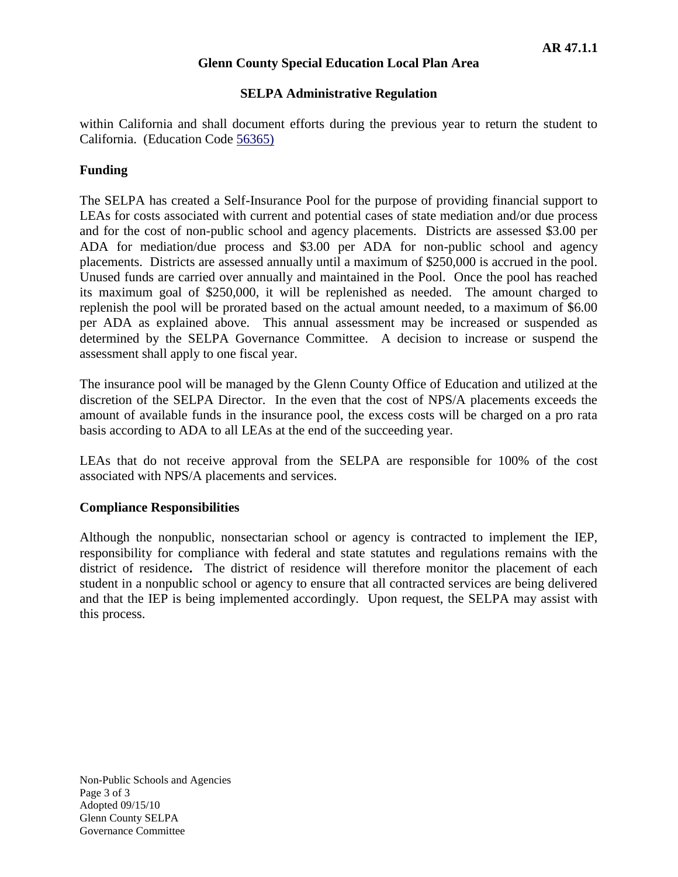within California and shall document efforts during the previous year to return the student to California. (Education Code 56365)

**Funding**

The SELPA has created a Self-Insurance Pool for the purpose of providing financial support to LEAs for costs associated with current and potential cases of state mediation and/or due process and for the cost of non-public school and agency placements. Districts are assessed $3.00 per ADA for mediation/due process and $3.00 per ADA for non-public school and agency placements. Districts are assessed annually until a maximum of $250,000 is accrued in the pool. Unused funds are carried over annually and maintained in the Pool. Once the pool has reached its maximum goal of $250,000, it will be replenished as needed. The amount charged to replenish the pool will be prorated based on the actual amount needed, to a maximum of $6.00 per ADA as explained above. This annual assessment may be increased or suspended as determined by the SELPA Governance Committee. A decision to increase or suspend the assessment shall apply to one fiscal year.

The insurance pool will be managed by the Glenn County Office of Education and utilized at the discretion of the SELPA Director. In the even that the cost of NPS/A placements exceeds the amount of available funds in the insurance pool, the excess costs will be charged on a pro rata basis according to ADA to all LEAs at the end of the succeeding year.

LEAs that do not receive approval from the SELPA are responsible for 100% of the cost associated with NPS/A placements and services.

**Compliance Responsibilities**

Although the nonpublic, nonsectarian school or agency is contracted to implement the IEP, responsibility for compliance with federal and state statutes and regulations remains with the district of residence**.** The district of residence will therefore monitor the placement of each student in a nonpublic school or agency to ensure that all contracted services are being delivered and that the IEP is being implemented accordingly. Upon request, the SELPA may assist with this process.